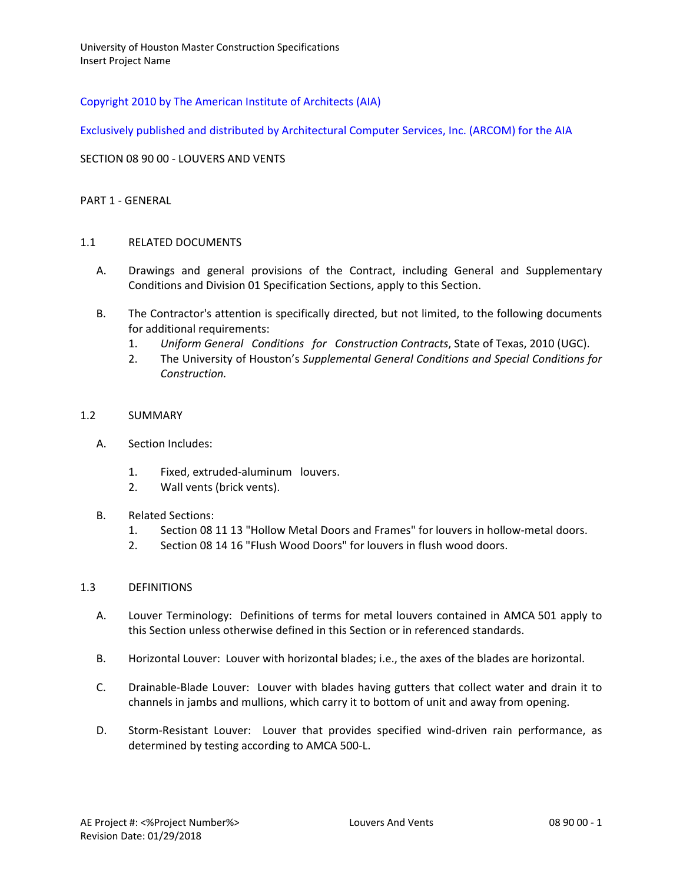Copyright 2010 by The American Institute of Architects (AIA)

Exclusively published and distributed by Architectural Computer Services, Inc. (ARCOM) for the AIA

# SECTION 08 90 00 - LOUVERS AND VENTS

## PART 1 - GENERAL

### 1.1 RELATED DOCUMENTS

A. Drawings and general provisions of the Contract, including General and Supplementary Conditions and Division 01 Specification Sections, apply to this Section.

B. The Contractor's attention is specifically directed, but not limited, to the following documents for additional requirements:
   1. *Uniform General Conditions for Construction Contracts*, State of Texas, 2010 (UGC).
   2. The University of Houston's *Supplemental General Conditions and Special Conditions for Construction.*

### 1.2 SUMMARY

A. Section Includes:

   1. Fixed, extruded-aluminum louvers.
   2. Wall vents (brick vents).

B. Related Sections:
   1. Section 08 11 13 "Hollow Metal Doors and Frames" for louvers in hollow-metal doors.
   2. Section 08 14 16 "Flush Wood Doors" for louvers in flush wood doors.

### 1.3 DEFINITIONS

A. Louver Terminology: Definitions of terms for metal louvers contained in AMCA 501 apply to this Section unless otherwise defined in this Section or in referenced standards.

B. Horizontal Louver: Louver with horizontal blades; i.e., the axes of the blades are horizontal.

C. Drainable-Blade Louver: Louver with blades having gutters that collect water and drain it to channels in jambs and mullions, which carry it to bottom of unit and away from opening.

D. Storm-Resistant Louver: Louver that provides specified wind-driven rain performance, as determined by testing according to AMCA 500-L.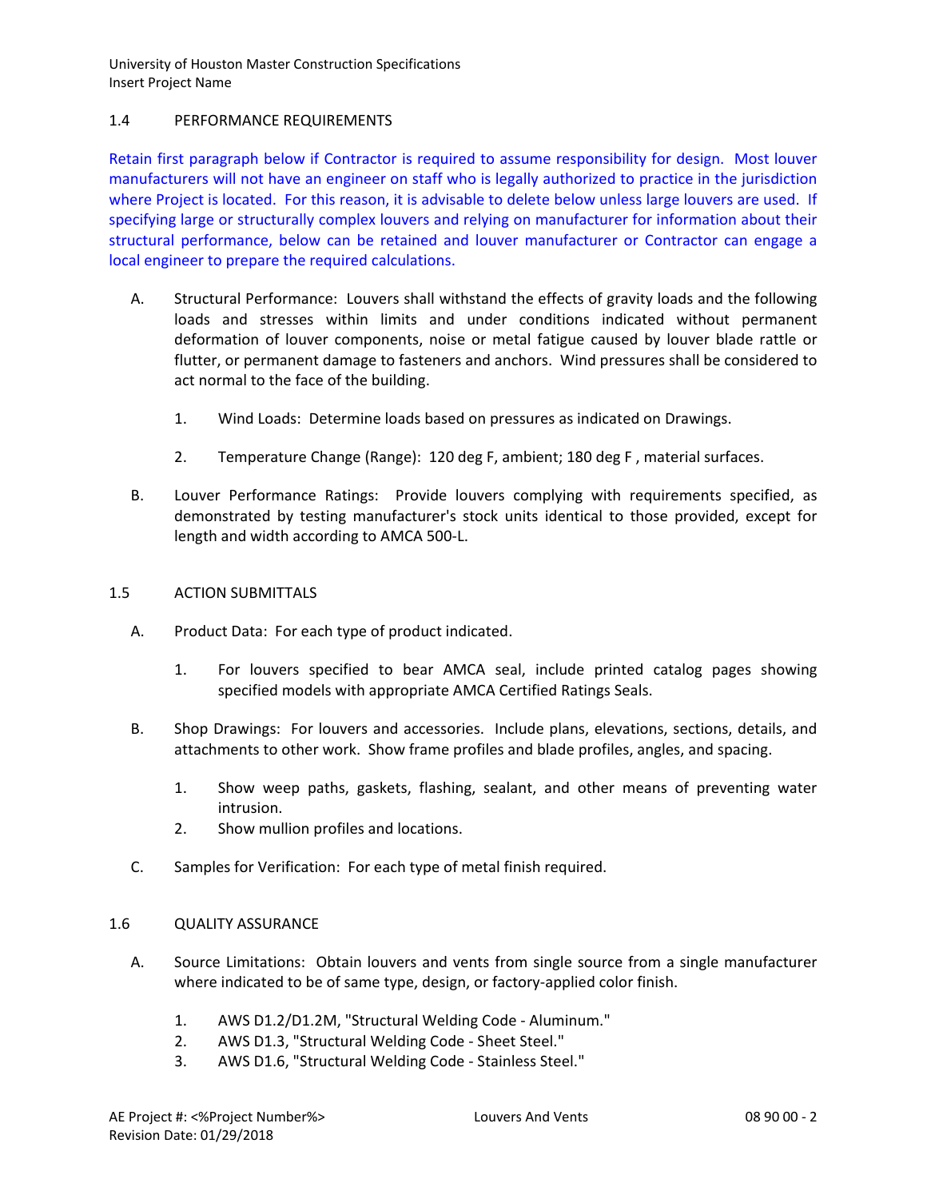## 1.4 PERFORMANCE REQUIREMENTS

Retain first paragraph below if Contractor is required to assume responsibility for design. Most louver manufacturers will not have an engineer on staff who is legally authorized to practice in the jurisdiction where Project is located. For this reason, it is advisable to delete below unless large louvers are used. If specifying large or structurally complex louvers and relying on manufacturer for information about their structural performance, below can be retained and louver manufacturer or Contractor can engage a local engineer to prepare the required calculations.

A. Structural Performance: Louvers shall withstand the effects of gravity loads and the following loads and stresses within limits and under conditions indicated without permanent deformation of louver components, noise or metal fatigue caused by louver blade rattle or flutter, or permanent damage to fasteners and anchors. Wind pressures shall be considered to act normal to the face of the building.

   1. Wind Loads: Determine loads based on pressures as indicated on Drawings.

   2. Temperature Change (Range): 120 deg F, ambient; 180 deg F , material surfaces.

B. Louver Performance Ratings: Provide louvers complying with requirements specified, as demonstrated by testing manufacturer's stock units identical to those provided, except for length and width according to AMCA 500-L.

## 1.5 ACTION SUBMITTALS

A. Product Data: For each type of product indicated.

   1. For louvers specified to bear AMCA seal, include printed catalog pages showing specified models with appropriate AMCA Certified Ratings Seals.

B. Shop Drawings: For louvers and accessories. Include plans, elevations, sections, details, and attachments to other work. Show frame profiles and blade profiles, angles, and spacing.

   1. Show weep paths, gaskets, flashing, sealant, and other means of preventing water intrusion.
   2. Show mullion profiles and locations.

C. Samples for Verification: For each type of metal finish required.

## 1.6 QUALITY ASSURANCE

A. Source Limitations: Obtain louvers and vents from single source from a single manufacturer where indicated to be of same type, design, or factory-applied color finish.

   1. AWS D1.2/D1.2M, "Structural Welding Code - Aluminum."
   2. AWS D1.3, "Structural Welding Code - Sheet Steel."
   3. AWS D1.6, "Structural Welding Code - Stainless Steel."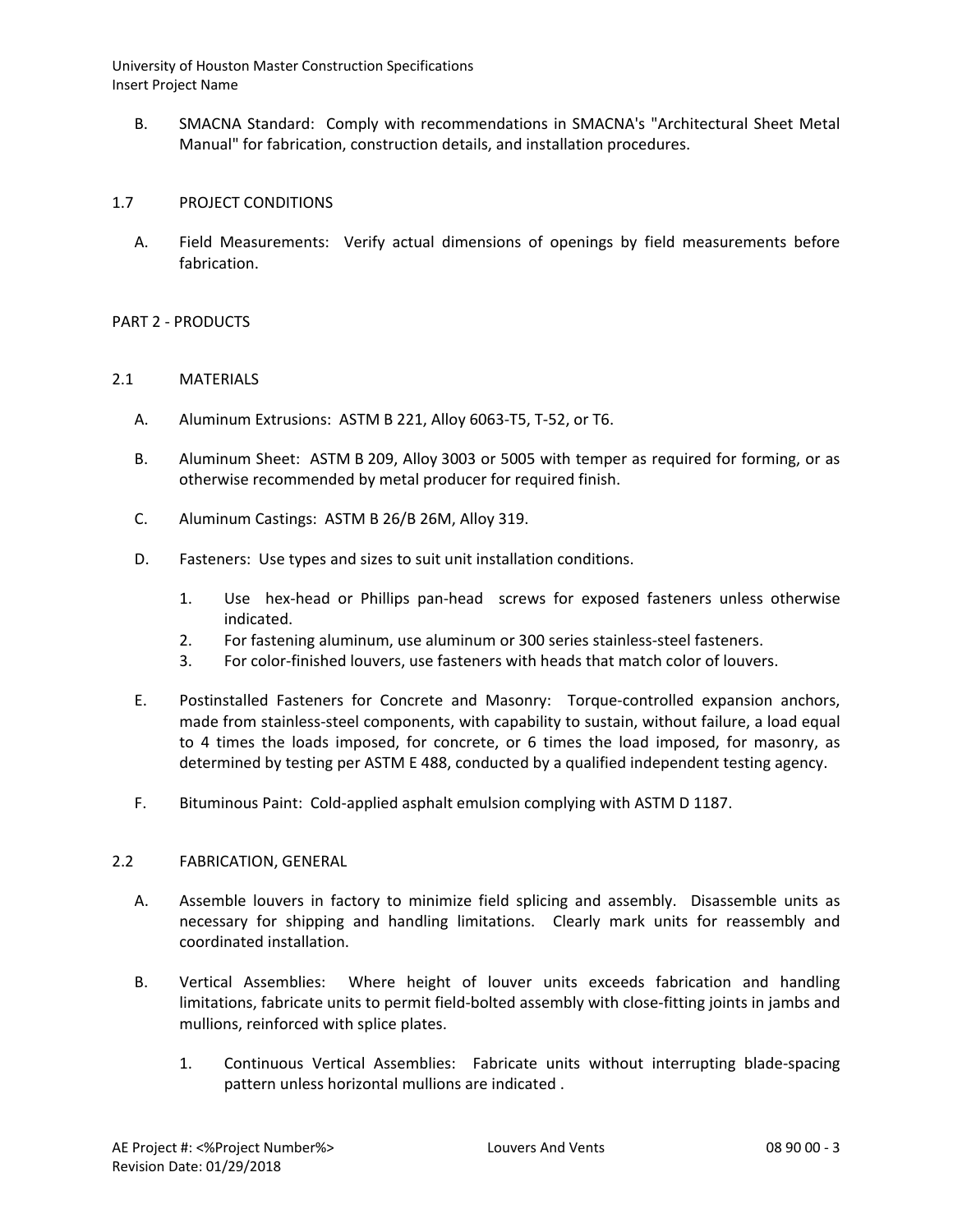B. SMACNA Standard: Comply with recommendations in SMACNA's "Architectural Sheet Metal Manual" for fabrication, construction details, and installation procedures.

## 1.7 PROJECT CONDITIONS

A. Field Measurements: Verify actual dimensions of openings by field measurements before fabrication.

# PART 2 - PRODUCTS

## 2.1 MATERIALS

A. Aluminum Extrusions: ASTM B 221, Alloy 6063-T5, T-52, or T6.

B. Aluminum Sheet: ASTM B 209, Alloy 3003 or 5005 with temper as required for forming, or as otherwise recommended by metal producer for required finish.

C. Aluminum Castings: ASTM B 26/B 26M, Alloy 319.

D. Fasteners: Use types and sizes to suit unit installation conditions.

1. Use hex-head or Phillips pan-head screws for exposed fasteners unless otherwise indicated.
2. For fastening aluminum, use aluminum or 300 series stainless-steel fasteners.
3. For color-finished louvers, use fasteners with heads that match color of louvers.

E. Postinstalled Fasteners for Concrete and Masonry: Torque-controlled expansion anchors, made from stainless-steel components, with capability to sustain, without failure, a load equal to 4 times the loads imposed, for concrete, or 6 times the load imposed, for masonry, as determined by testing per ASTM E 488, conducted by a qualified independent testing agency.

F. Bituminous Paint: Cold-applied asphalt emulsion complying with ASTM D 1187.

## 2.2 FABRICATION, GENERAL

A. Assemble louvers in factory to minimize field splicing and assembly. Disassemble units as necessary for shipping and handling limitations. Clearly mark units for reassembly and coordinated installation.

B. Vertical Assemblies: Where height of louver units exceeds fabrication and handling limitations, fabricate units to permit field-bolted assembly with close-fitting joints in jambs and mullions, reinforced with splice plates.

1. Continuous Vertical Assemblies: Fabricate units without interrupting blade-spacing pattern unless horizontal mullions are indicated .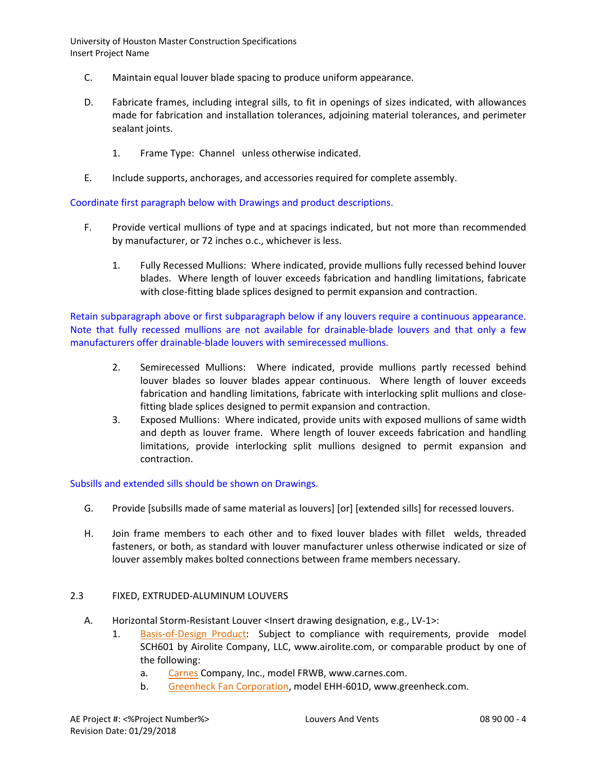C. Maintain equal louver blade spacing to produce uniform appearance.

D. Fabricate frames, including integral sills, to fit in openings of sizes indicated, with allowances made for fabrication and installation tolerances, adjoining material tolerances, and perimeter sealant joints.

1. Frame Type: Channel unless otherwise indicated.

E. Include supports, anchorages, and accessories required for complete assembly.

Coordinate first paragraph below with Drawings and product descriptions.

F. Provide vertical mullions of type and at spacings indicated, but not more than recommended by manufacturer, or 72 inches o.c., whichever is less.

1. Fully Recessed Mullions: Where indicated, provide mullions fully recessed behind louver blades. Where length of louver exceeds fabrication and handling limitations, fabricate with close-fitting blade splices designed to permit expansion and contraction.

Retain subparagraph above or first subparagraph below if any louvers require a continuous appearance. Note that fully recessed mullions are not available for drainable-blade louvers and that only a few manufacturers offer drainable-blade louvers with semirecessed mullions.

2. Semirecessed Mullions: Where indicated, provide mullions partly recessed behind louver blades so louver blades appear continuous. Where length of louver exceeds fabrication and handling limitations, fabricate with interlocking split mullions and close-fitting blade splices designed to permit expansion and contraction.
3. Exposed Mullions: Where indicated, provide units with exposed mullions of same width and depth as louver frame. Where length of louver exceeds fabrication and handling limitations, provide interlocking split mullions designed to permit expansion and contraction.

Subsills and extended sills should be shown on Drawings.

G. Provide [subsills made of same material as louvers] [or] [extended sills] for recessed louvers.

H. Join frame members to each other and to fixed louver blades with fillet welds, threaded fasteners, or both, as standard with louver manufacturer unless otherwise indicated or size of louver assembly makes bolted connections between frame members necessary.

## 2.3 FIXED, EXTRUDED-ALUMINUM LOUVERS

A. Horizontal Storm-Resistant Louver <Insert drawing designation, e.g., LV-1>:
1. Basis-of-Design Product: Subject to compliance with requirements, provide model SCH601 by Airolite Company, LLC, www.airolite.com, or comparable product by one of the following:
   a. Carnes Company, Inc., model FRWB, www.carnes.com.
   b. Greenheck Fan Corporation, model EHH-601D, www.greenheck.com.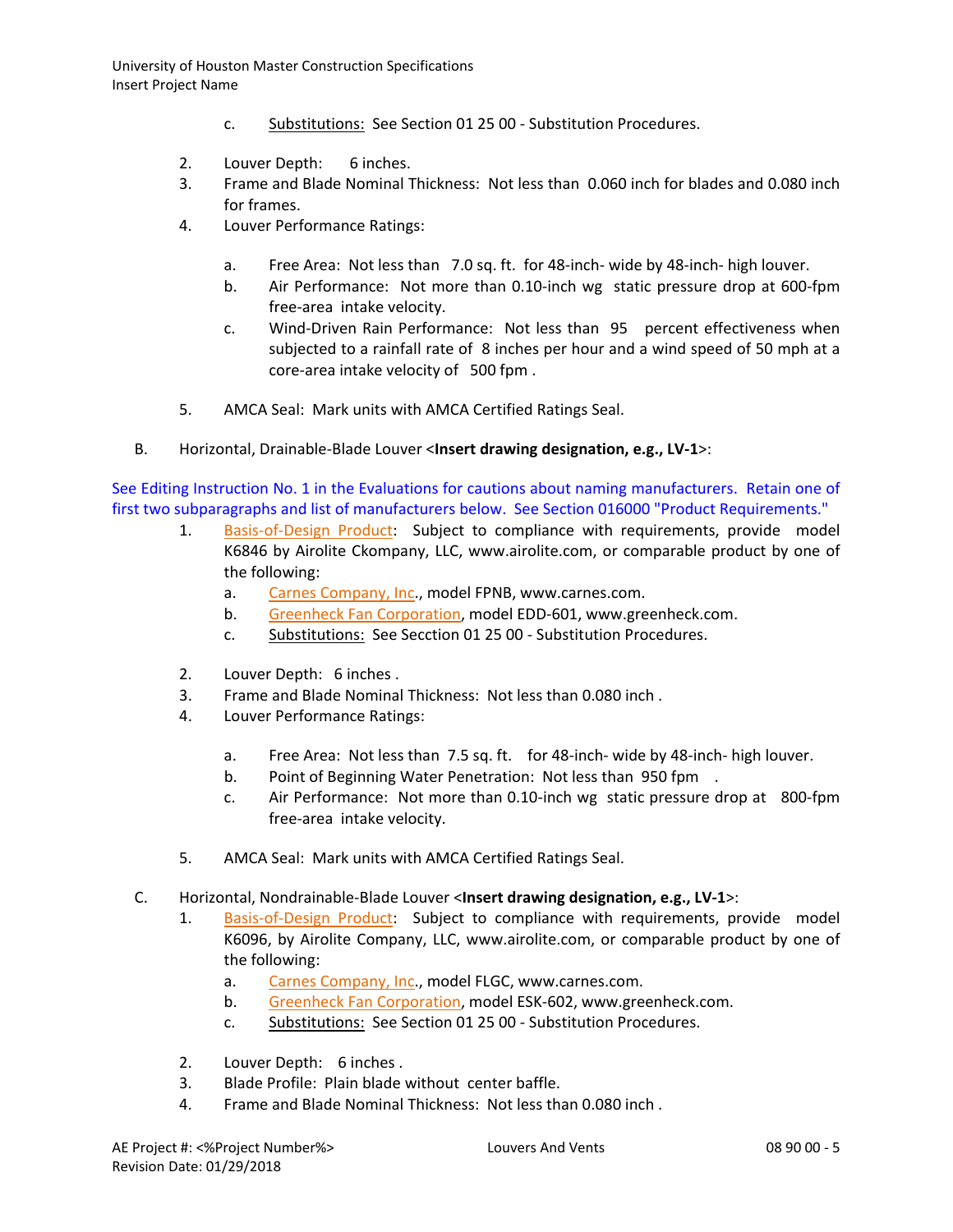c. Substitutions: See Section 01 25 00 - Substitution Procedures.

2. Louver Depth: 6 inches.
3. Frame and Blade Nominal Thickness: Not less than 0.060 inch for blades and 0.080 inch for frames.
4. Louver Performance Ratings:

    a. Free Area: Not less than 7.0 sq. ft. for 48-inch- wide by 48-inch- high louver.
    b. Air Performance: Not more than 0.10-inch wg static pressure drop at 600-fpm free-area intake velocity.
    c. Wind-Driven Rain Performance: Not less than 95 percent effectiveness when subjected to a rainfall rate of 8 inches per hour and a wind speed of 50 mph at a core-area intake velocity of 500 fpm .

5. AMCA Seal: Mark units with AMCA Certified Ratings Seal.

B. Horizontal, Drainable-Blade Louver <**Insert drawing designation, e.g., LV-1**>:

See Editing Instruction No. 1 in the Evaluations for cautions about naming manufacturers. Retain one of first two subparagraphs and list of manufacturers below. See Section 016000 "Product Requirements."

1. Basis-of-Design Product: Subject to compliance with requirements, provide model K6846 by Airolite Ckompany, LLC, www.airolite.com, or comparable product by one of the following:
    a. Carnes Company, Inc., model FPNB, www.carnes.com.
    b. Greenheck Fan Corporation, model EDD-601, www.greenheck.com.
    c. Substitutions: See Secction 01 25 00 - Substitution Procedures.

2. Louver Depth: 6 inches .
3. Frame and Blade Nominal Thickness: Not less than 0.080 inch .
4. Louver Performance Ratings:

    a. Free Area: Not less than 7.5 sq. ft. for 48-inch- wide by 48-inch- high louver.
    b. Point of Beginning Water Penetration: Not less than 950 fpm .
    c. Air Performance: Not more than 0.10-inch wg static pressure drop at 800-fpm free-area intake velocity.

5. AMCA Seal: Mark units with AMCA Certified Ratings Seal.

C. Horizontal, Nondrainable-Blade Louver <**Insert drawing designation, e.g., LV-1**>:

1. Basis-of-Design Product: Subject to compliance with requirements, provide model K6096, by Airolite Company, LLC, www.airolite.com, or comparable product by one of the following:
    a. Carnes Company, Inc., model FLGC, www.carnes.com.
    b. Greenheck Fan Corporation, model ESK-602, www.greenheck.com.
    c. Substitutions: See Section 01 25 00 - Substitution Procedures.

2. Louver Depth: 6 inches .
3. Blade Profile: Plain blade without center baffle.
4. Frame and Blade Nominal Thickness: Not less than 0.080 inch .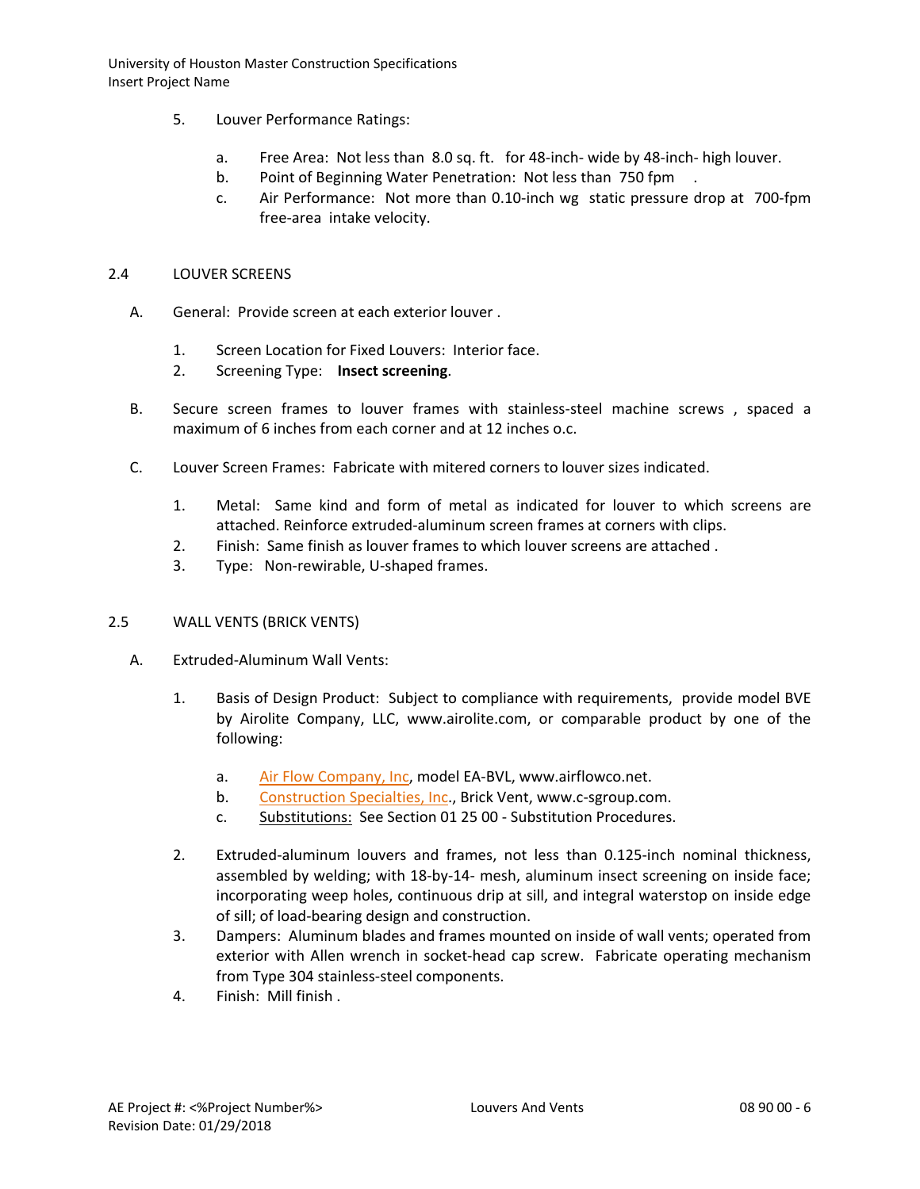5. Louver Performance Ratings:

    a. Free Area: Not less than 8.0 sq. ft. for 48-inch- wide by 48-inch- high louver.
    b. Point of Beginning Water Penetration: Not less than 750 fpm .
    c. Air Performance: Not more than 0.10-inch wg static pressure drop at 700-fpm free-area intake velocity.

## 2.4 LOUVER SCREENS

A. General: Provide screen at each exterior louver .

    1. Screen Location for Fixed Louvers: Interior face.
    2. Screening Type: **Insect screening**.

B. Secure screen frames to louver frames with stainless-steel machine screws , spaced a maximum of 6 inches from each corner and at 12 inches o.c.

C. Louver Screen Frames: Fabricate with mitered corners to louver sizes indicated.

    1. Metal: Same kind and form of metal as indicated for louver to which screens are attached. Reinforce extruded-aluminum screen frames at corners with clips.
    2. Finish: Same finish as louver frames to which louver screens are attached .
    3. Type: Non-rewirable, U-shaped frames.

## 2.5 WALL VENTS (BRICK VENTS)

A. Extruded-Aluminum Wall Vents:

    1. Basis of Design Product: Subject to compliance with requirements, provide model BVE by Airolite Company, LLC, www.airolite.com, or comparable product by one of the following:

        a. Air Flow Company, Inc, model EA-BVL, www.airflowco.net.
        b. Construction Specialties, Inc., Brick Vent, www.c-sgroup.com.
        c. Substitutions: See Section 01 25 00 - Substitution Procedures.

    2. Extruded-aluminum louvers and frames, not less than 0.125-inch nominal thickness, assembled by welding; with 18-by-14- mesh, aluminum insect screening on inside face; incorporating weep holes, continuous drip at sill, and integral waterstop on inside edge of sill; of load-bearing design and construction.
    3. Dampers: Aluminum blades and frames mounted on inside of wall vents; operated from exterior with Allen wrench in socket-head cap screw. Fabricate operating mechanism from Type 304 stainless-steel components.
    4. Finish: Mill finish .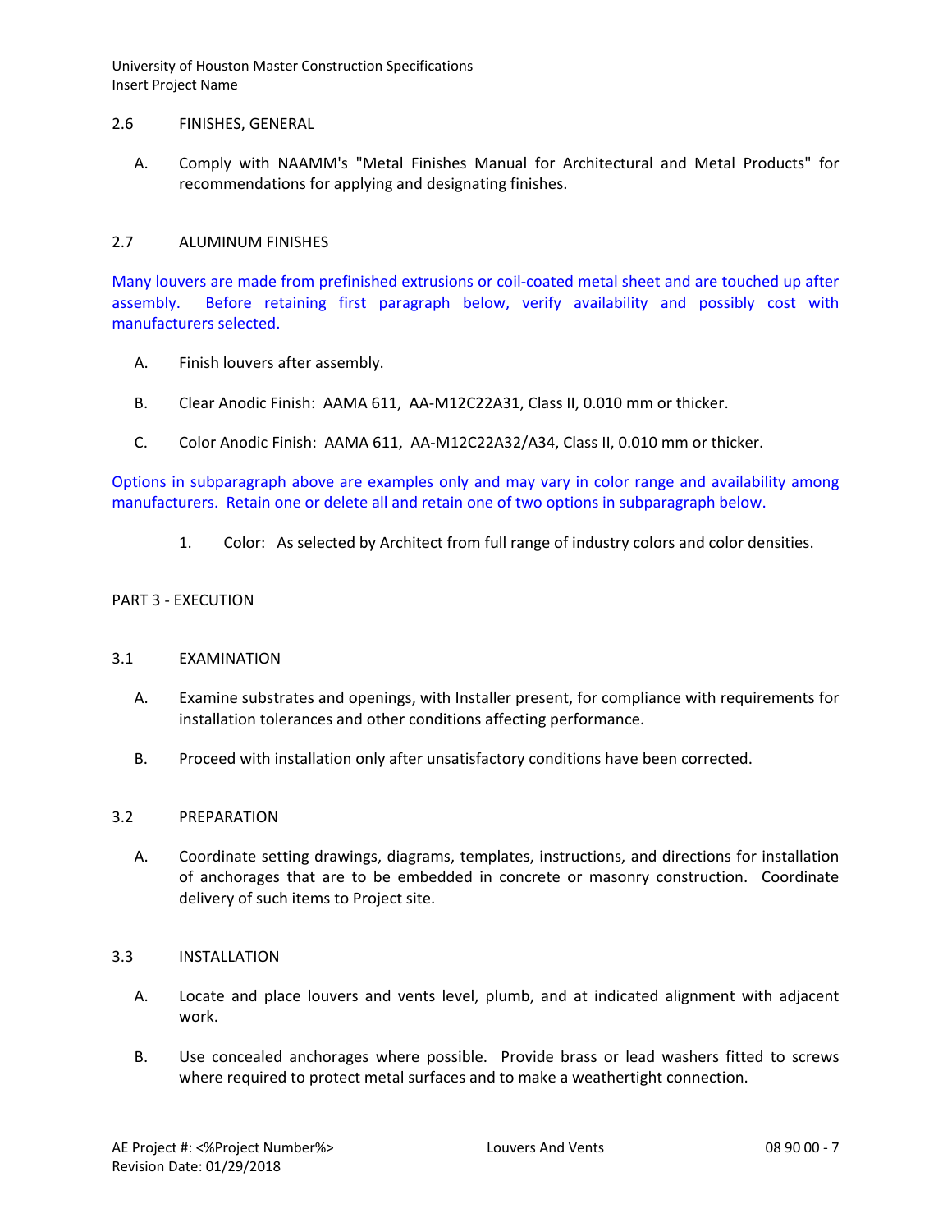## 2.6 FINISHES, GENERAL

A. Comply with NAAMM's "Metal Finishes Manual for Architectural and Metal Products" for recommendations for applying and designating finishes.

## 2.7 ALUMINUM FINISHES

Many louvers are made from prefinished extrusions or coil-coated metal sheet and are touched up after assembly. Before retaining first paragraph below, verify availability and possibly cost with manufacturers selected.

A. Finish louvers after assembly.

B. Clear Anodic Finish: AAMA 611, AA-M12C22A31, Class II, 0.010 mm or thicker.

C. Color Anodic Finish: AAMA 611, AA-M12C22A32/A34, Class II, 0.010 mm or thicker.

Options in subparagraph above are examples only and may vary in color range and availability among manufacturers. Retain one or delete all and retain one of two options in subparagraph below.

1. Color: As selected by Architect from full range of industry colors and color densities.

# PART 3 - EXECUTION

## 3.1 EXAMINATION

A. Examine substrates and openings, with Installer present, for compliance with requirements for installation tolerances and other conditions affecting performance.

B. Proceed with installation only after unsatisfactory conditions have been corrected.

## 3.2 PREPARATION

A. Coordinate setting drawings, diagrams, templates, instructions, and directions for installation of anchorages that are to be embedded in concrete or masonry construction. Coordinate delivery of such items to Project site.

## 3.3 INSTALLATION

A. Locate and place louvers and vents level, plumb, and at indicated alignment with adjacent work.

B. Use concealed anchorages where possible. Provide brass or lead washers fitted to screws where required to protect metal surfaces and to make a weathertight connection.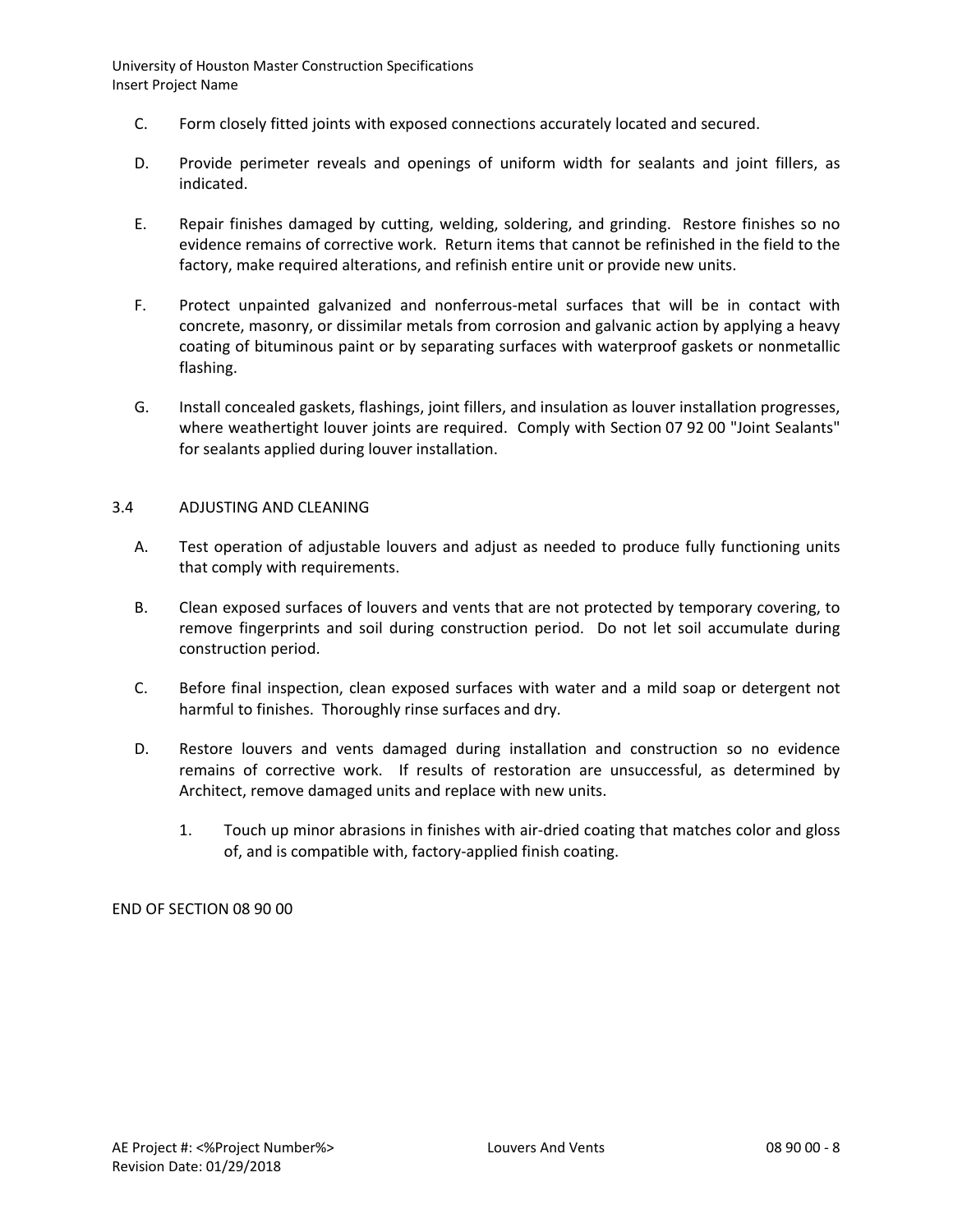C. Form closely fitted joints with exposed connections accurately located and secured.

D. Provide perimeter reveals and openings of uniform width for sealants and joint fillers, as indicated.

E. Repair finishes damaged by cutting, welding, soldering, and grinding. Restore finishes so no evidence remains of corrective work. Return items that cannot be refinished in the field to the factory, make required alterations, and refinish entire unit or provide new units.

F. Protect unpainted galvanized and nonferrous-metal surfaces that will be in contact with concrete, masonry, or dissimilar metals from corrosion and galvanic action by applying a heavy coating of bituminous paint or by separating surfaces with waterproof gaskets or nonmetallic flashing.

G. Install concealed gaskets, flashings, joint fillers, and insulation as louver installation progresses, where weathertight louver joints are required. Comply with Section 07 92 00 "Joint Sealants" for sealants applied during louver installation.

## 3.4 ADJUSTING AND CLEANING

A. Test operation of adjustable louvers and adjust as needed to produce fully functioning units that comply with requirements.

B. Clean exposed surfaces of louvers and vents that are not protected by temporary covering, to remove fingerprints and soil during construction period. Do not let soil accumulate during construction period.

C. Before final inspection, clean exposed surfaces with water and a mild soap or detergent not harmful to finishes. Thoroughly rinse surfaces and dry.

D. Restore louvers and vents damaged during installation and construction so no evidence remains of corrective work. If results of restoration are unsuccessful, as determined by Architect, remove damaged units and replace with new units.

   1. Touch up minor abrasions in finishes with air-dried coating that matches color and gloss of, and is compatible with, factory-applied finish coating.

END OF SECTION 08 90 00